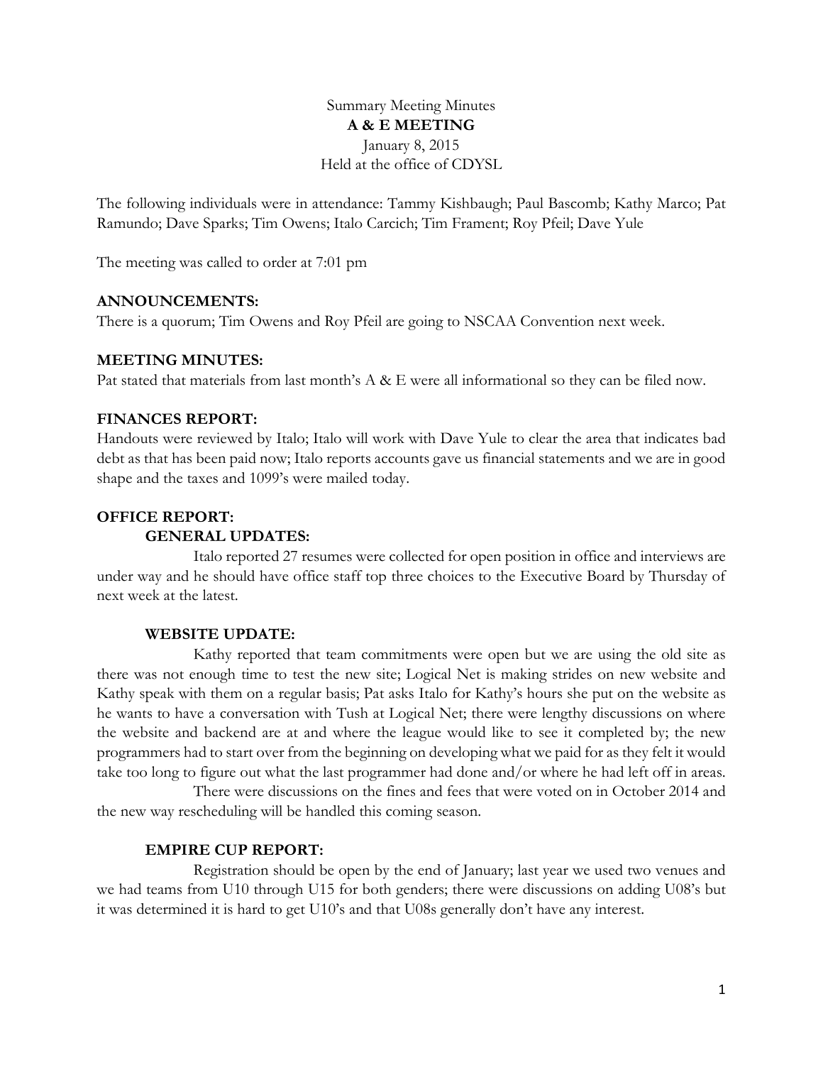Summary Meeting Minutes

**A & E MEETING**

January 8, 2015

Held at the office of CDYSL

The following individuals were in attendance: Tammy Kishbaugh; Paul Bascomb; Kathy Marco; Pat Ramundo; Dave Sparks; Tim Owens; Italo Carcich; Tim Frament; Roy Pfeil; Dave Yule

The meeting was called to order at 7:01 pm

## ANNOUNCEMENTS:

There is a quorum; Tim Owens and Roy Pfeil are going to NSCAA Convention next week.

## MEETING MINUTES:

Pat stated that materials from last month's A & E were all informational so they can be filed now.

## FINANCES REPORT:

Handouts were reviewed by Italo; Italo will work with Dave Yule to clear the area that indicates bad debt as that has been paid now; Italo reports accounts gave us financial statements and we are in good shape and the taxes and 1099's were mailed today.

## OFFICE REPORT:

### GENERAL UPDATES:

Italo reported 27 resumes were collected for open position in office and interviews are under way and he should have office staff top three choices to the Executive Board by Thursday of next week at the latest.

### WEBSITE UPDATE:

Kathy reported that team commitments were open but we are using the old site as there was not enough time to test the new site; Logical Net is making strides on new website and Kathy speak with them on a regular basis; Pat asks Italo for Kathy's hours she put on the website as he wants to have a conversation with Tush at Logical Net; there were lengthy discussions on where the website and backend are at and where the league would like to see it completed by; the new programmers had to start over from the beginning on developing what we paid for as they felt it would take too long to figure out what the last programmer had done and/or where he had left off in areas.

There were discussions on the fines and fees that were voted on in October 2014 and the new way rescheduling will be handled this coming season.

### EMPIRE CUP REPORT:

Registration should be open by the end of January; last year we used two venues and we had teams from U10 through U15 for both genders; there were discussions on adding U08's but it was determined it is hard to get U10's and that U08s generally don't have any interest.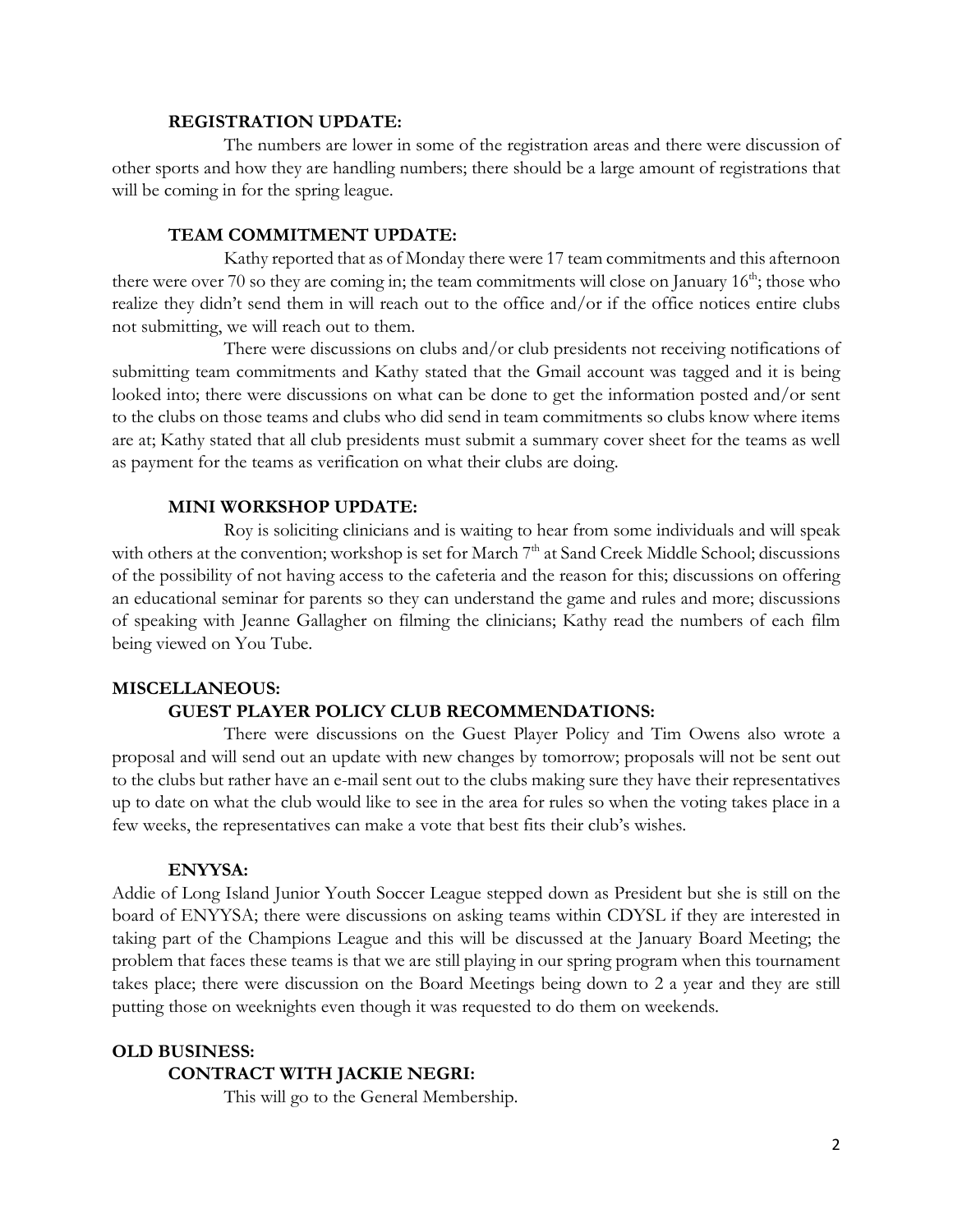**REGISTRATION UPDATE:**

The numbers are lower in some of the registration areas and there were discussion of other sports and how they are handling numbers; there should be a large amount of registrations that will be coming in for the spring league.

**TEAM COMMITMENT UPDATE:**

Kathy reported that as of Monday there were 17 team commitments and this afternoon there were over 70 so they are coming in; the team commitments will close on January 16th; those who realize they didn't send them in will reach out to the office and/or if the office notices entire clubs not submitting, we will reach out to them.

There were discussions on clubs and/or club presidents not receiving notifications of submitting team commitments and Kathy stated that the Gmail account was tagged and it is being looked into; there were discussions on what can be done to get the information posted and/or sent to the clubs on those teams and clubs who did send in team commitments so clubs know where items are at; Kathy stated that all club presidents must submit a summary cover sheet for the teams as well as payment for the teams as verification on what their clubs are doing.

**MINI WORKSHOP UPDATE:**

Roy is soliciting clinicians and is waiting to hear from some individuals and will speak with others at the convention; workshop is set for March 7th at Sand Creek Middle School; discussions of the possibility of not having access to the cafeteria and the reason for this; discussions on offering an educational seminar for parents so they can understand the game and rules and more; discussions of speaking with Jeanne Gallagher on filming the clinicians; Kathy read the numbers of each film being viewed on You Tube.

**MISCELLANEOUS:**

**GUEST PLAYER POLICY CLUB RECOMMENDATIONS:**

There were discussions on the Guest Player Policy and Tim Owens also wrote a proposal and will send out an update with new changes by tomorrow; proposals will not be sent out to the clubs but rather have an e-mail sent out to the clubs making sure they have their representatives up to date on what the club would like to see in the area for rules so when the voting takes place in a few weeks, the representatives can make a vote that best fits their club's wishes.

**ENYYSA:**

Addie of Long Island Junior Youth Soccer League stepped down as President but she is still on the board of ENYYSA; there were discussions on asking teams within CDYSL if they are interested in taking part of the Champions League and this will be discussed at the January Board Meeting; the problem that faces these teams is that we are still playing in our spring program when this tournament takes place; there were discussion on the Board Meetings being down to 2 a year and they are still putting those on weeknights even though it was requested to do them on weekends.

**OLD BUSINESS:**

**CONTRACT WITH JACKIE NEGRI:**

This will go to the General Membership.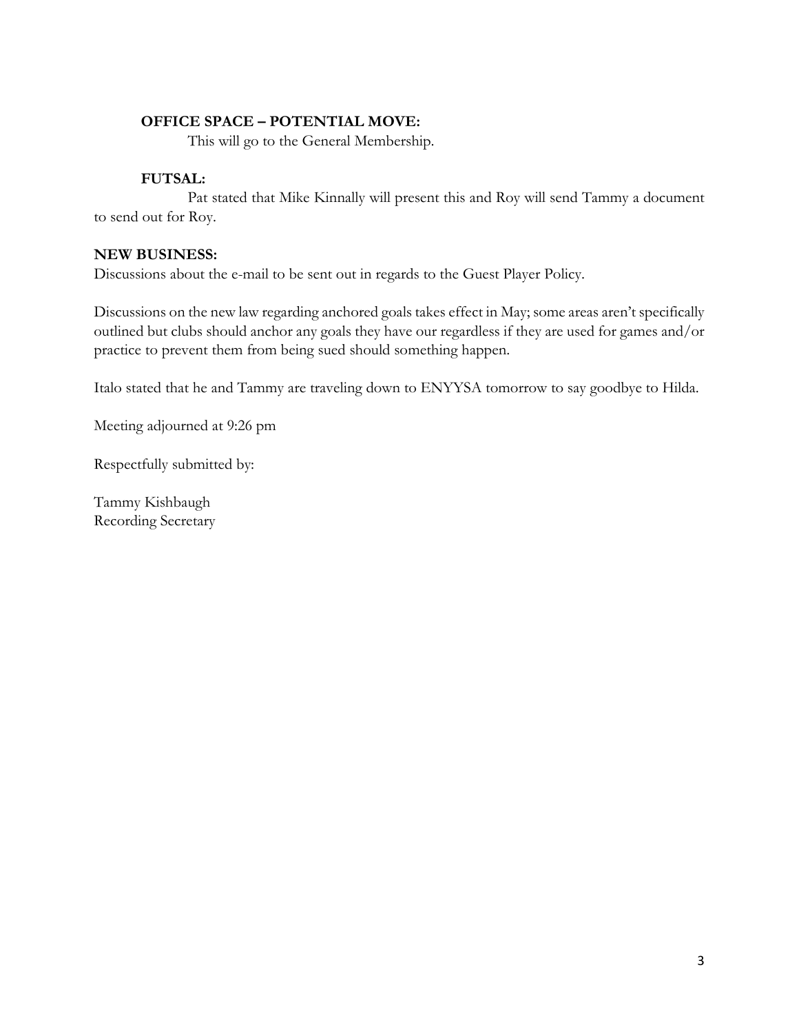**OFFICE SPACE – POTENTIAL MOVE:**

This will go to the General Membership.

**FUTSAL:**

Pat stated that Mike Kinnally will present this and Roy will send Tammy a document to send out for Roy.

**NEW BUSINESS:**

Discussions about the e-mail to be sent out in regards to the Guest Player Policy.

Discussions on the new law regarding anchored goals takes effect in May; some areas aren't specifically outlined but clubs should anchor any goals they have our regardless if they are used for games and/or practice to prevent them from being sued should something happen.

Italo stated that he and Tammy are traveling down to ENYYSA tomorrow to say goodbye to Hilda.

Meeting adjourned at 9:26 pm

Respectfully submitted by:

Tammy Kishbaugh
Recording Secretary